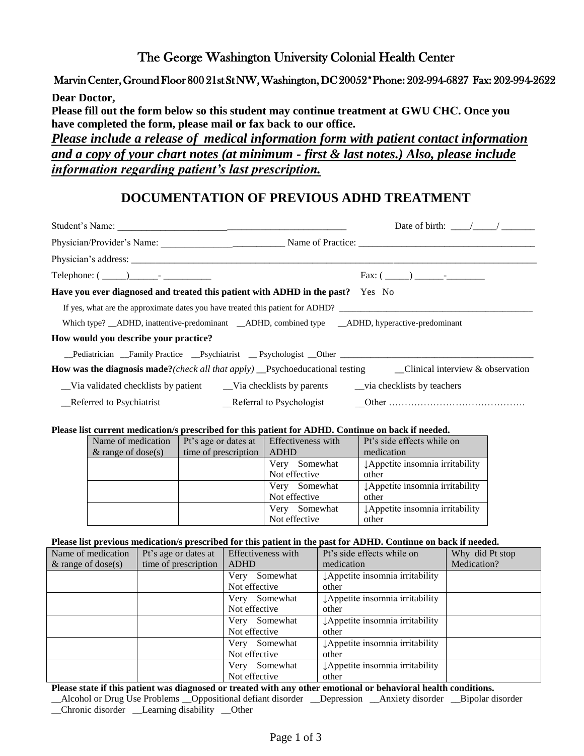# The George Washington University Colonial Health Center

Marvin Center, Ground Floor 800 21st St NW, Washington, DC 20052 * Phone: 202-994-6827 Fax: 202-994-2622

**Dear Doctor,**

**Please fill out the form below so this student may continue treatment at GWU CHC. Once you have completed the form, please mail or fax back to our office.**

***Please include a release of medical information form with patient contact information and a copy of your chart notes (at minimum - first & last notes.) Also, please include information regarding patient's last prescription.***

## DOCUMENTATION OF PREVIOUS ADHD TREATMENT

Student's Name: ________________________________________________ Date of birth: ____/_____/ _______

Physician/Provider's Name: __________________________ Name of Practice: _____________________________________

Physician's address: ________________________________________________________________________________________

Telephone: ( _____)______- __________ Fax: ( _____) ______-________

**Have you ever diagnosed and treated this patient with ADHD in the past?** Yes No

If yes, what are the approximate dates you have treated this patient for ADHD? ____________________________________________

Which type? __ADHD, inattentive-predominant __ADHD, combined type __ADHD, hyperactive-predominant

**How would you describe your practice?**

__Pediatrician __Family Practice __Psychiatrist __ Psychologist __Other ____________________________________________

**How was the diagnosis made?***(check all that apply)* __Psychoeducational testing __Clinical interview & observation

__Via validated checklists by patient __Via checklists by parents __via checklists by teachers

__Referred to Psychiatrist __Referral to Psychologist __Other …………………………………….

**Please list current medication/s prescribed for this patient for ADHD. Continue on back if needed.**

| Name of medication & range of dose(s) | Pt's age or dates at time of prescription | Effectiveness with ADHD | Pt's side effects while on medication |
|---|---|---|---|
| | | Very Somewhat Not effective | ↓Appetite insomnia irritability other |
| | | Very Somewhat Not effective | ↓Appetite insomnia irritability other |
| | | Very Somewhat Not effective | ↓Appetite insomnia irritability other |

**Please list previous medication/s prescribed for this patient in the past for ADHD. Continue on back if needed.**

| Name of medication & range of dose(s) | Pt's age or dates at time of prescription | Effectiveness with ADHD | Pt's side effects while on medication | Why did Pt stop Medication? |
|---|---|---|---|---|
| | | Very Somewhat Not effective | ↓Appetite insomnia irritability other | |
| | | Very Somewhat Not effective | ↓Appetite insomnia irritability other | |
| | | Very Somewhat Not effective | ↓Appetite insomnia irritability other | |
| | | Very Somewhat Not effective | ↓Appetite insomnia irritability other | |
| | | Very Somewhat Not effective | ↓Appetite insomnia irritability other | |

**Please state if this patient was diagnosed or treated with any other emotional or behavioral health conditions.**

__Alcohol or Drug Use Problems __Oppositional defiant disorder __Depression __Anxiety disorder __Bipolar disorder

__Chronic disorder __Learning disability __Other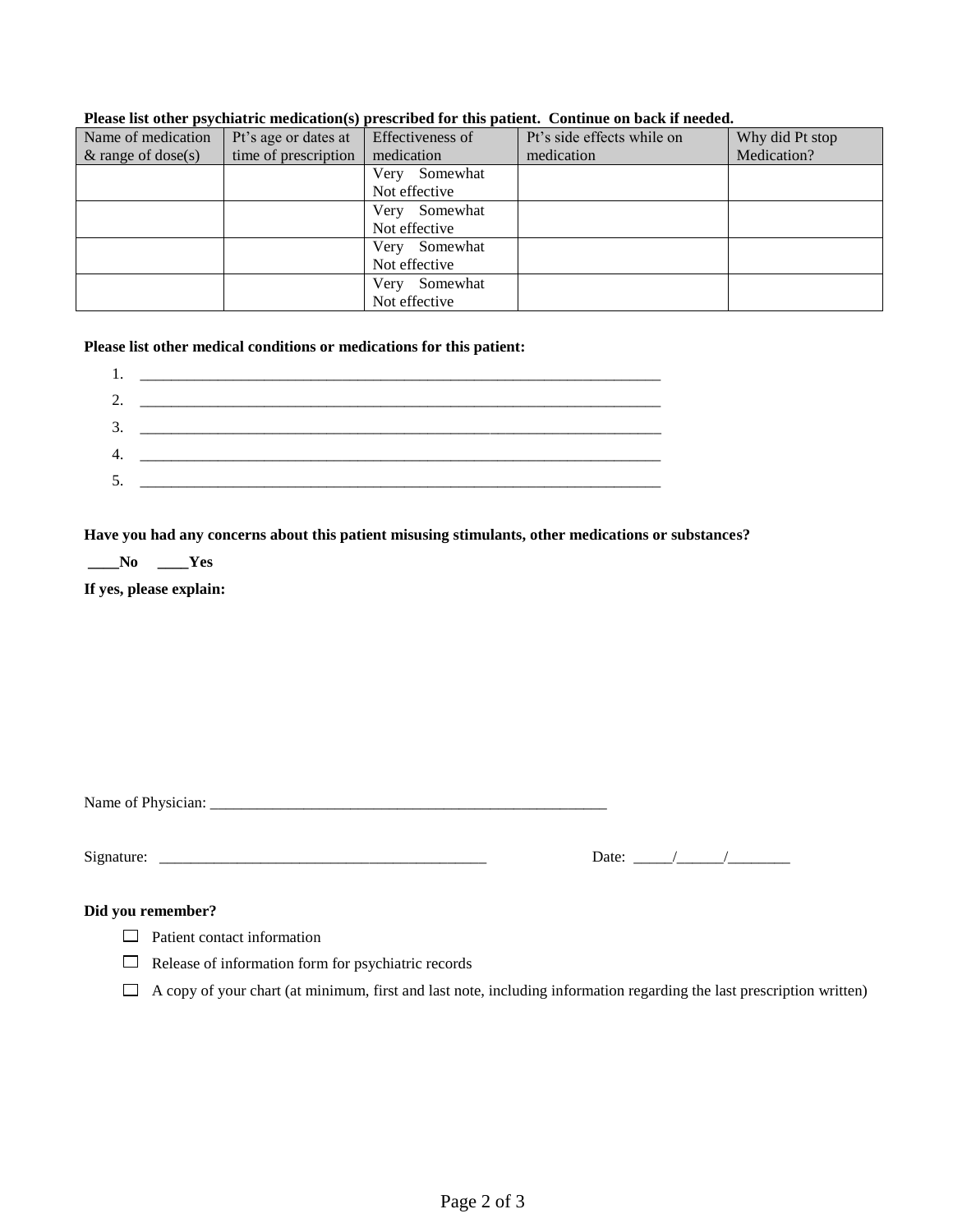**Please list other psychiatric medication(s) prescribed for this patient. Continue on back if needed.**

| Name of medication & range of dose(s) | Pt's age or dates at time of prescription | Effectiveness of medication | Pt's side effects while on medication | Why did Pt stop Medication? |
|---|---|---|---|---|
| | | Very Somewhat Not effective | | |
| | | Very Somewhat Not effective | | |
| | | Very Somewhat Not effective | | |
| | | Very Somewhat Not effective | | |

**Please list other medical conditions or medications for this patient:**

1. ______________________________________________________________________
2. ______________________________________________________________________
3. ______________________________________________________________________
4. ______________________________________________________________________
5. ______________________________________________________________________

**Have you had any concerns about this patient misusing stimulants, other medications or substances?**

**____No ____Yes**

**If yes, please explain:**

Name of Physician: ____________________________________________________

Signature: ___________________________________________ Date: _____/______/________

**Did you remember?**

- ☐ Patient contact information
- ☐ Release of information form for psychiatric records
- ☐ A copy of your chart (at minimum, first and last note, including information regarding the last prescription written)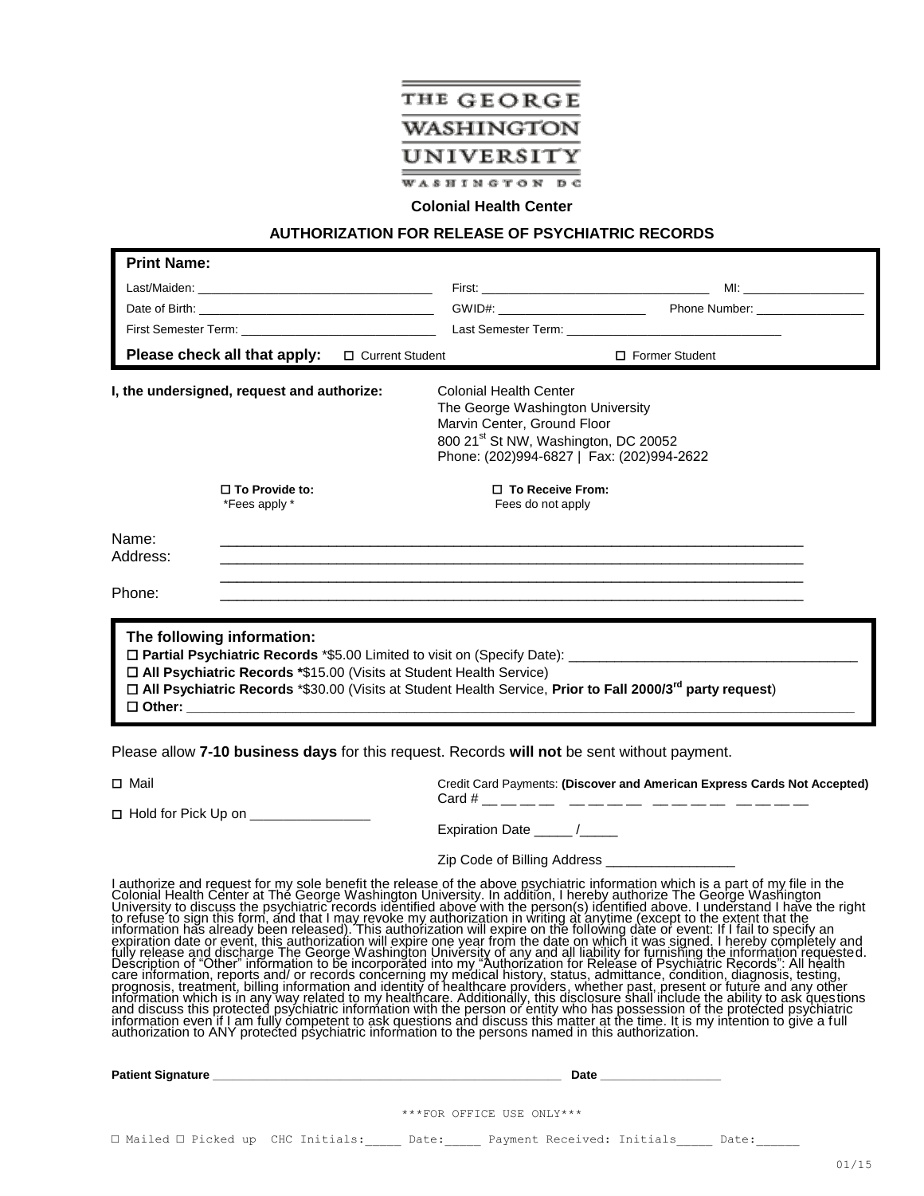THE GEORGE WASHINGTON UNIVERSITY

WASHINGTON DC

**Colonial Health Center**

## AUTHORIZATION FOR RELEASE OF PSYCHIATRIC RECORDS

**Print Name:**

Last/Maiden: ______________________ First: ______________________ MI: ____________

Date of Birth: ______________________ GWID#: ______________ Phone Number: ____________

First Semester Term: ______________________ Last Semester Term: ______________________

**Please check all that apply:** ☐ Current Student ☐ Former Student

**I, the undersigned, request and authorize:**

Colonial Health Center
The George Washington University
Marvin Center, Ground Floor
800 21st St NW, Washington, DC 20052
Phone: (202)994-6827 | Fax: (202)994-2622

☐ **To Provide to:** *Fees apply*

☐ **To Receive From:** Fees do not apply

Name: ______________________________________________

Address: ______________________________________________

______________________________________________

Phone: ______________________________________________

**The following information:**

☐ **Partial Psychiatric Records** *$5.00 Limited to visit on (Specify Date): ______________________

☐ **All Psychiatric Records** *$15.00 (Visits at Student Health Service)

☐ **All Psychiatric Records** *$30.00 (Visits at Student Health Service, **Prior to Fall 2000/3rd party request**)

☐ **Other:** ______________________________________________

Please allow **7-10 business days** for this request. Records **will not** be sent without payment.

☐ Mail

☐ Hold for Pick Up on ______________

Credit Card Payments: **(Discover and American Express Cards Not Accepted)**

Card # __ __ __ __ __ __ __ __ __ __ __ __ __ __ __ __

Expiration Date _____ /_____

Zip Code of Billing Address ______________

I authorize and request for my sole benefit the release of the above psychiatric information which is a part of my file in the Colonial Health Center at The George Washington University. In addition, I hereby authorize The George Washington University to discuss the psychiatric records identified above with the person(s) identified above. I understand I have the right to refuse to sign this form, and that I may revoke my authorization in writing at anytime (except to the extent that the information has already been released). This authorization will expire on the following date or event: If I fail to specify an expiration date or event, this authorization will expire one year from the date on which it was signed. I hereby completely and fully release and discharge The George Washington University of any and all liability for furnishing the information requested. Description of "Other" information to be incorporated into my "Authorization for Release of Psychiatric Records": All health care information, reports and/ or records concerning my medical history, status, admittance, condition, diagnosis, testing, prognosis, treatment, billing information and identity of healthcare providers, whether past, present or future and any other information which is in any way related to my healthcare. Additionally, this disclosure shall include the ability to ask questions and discuss this protected psychiatric information with the person or entity who has possession of the protected psychiatric information even if I am fully competent to ask questions and discuss this matter at the time. It is my intention to give a full authorization to ANY protected psychiatric information to the persons named in this authorization.

**Patient Signature** ______________________________________ **Date** ______________

***FOR OFFICE USE ONLY***

☐ Mailed ☐ Picked up CHC Initials:_____ Date:_____ Payment Received: Initials_____ Date:______

01/15